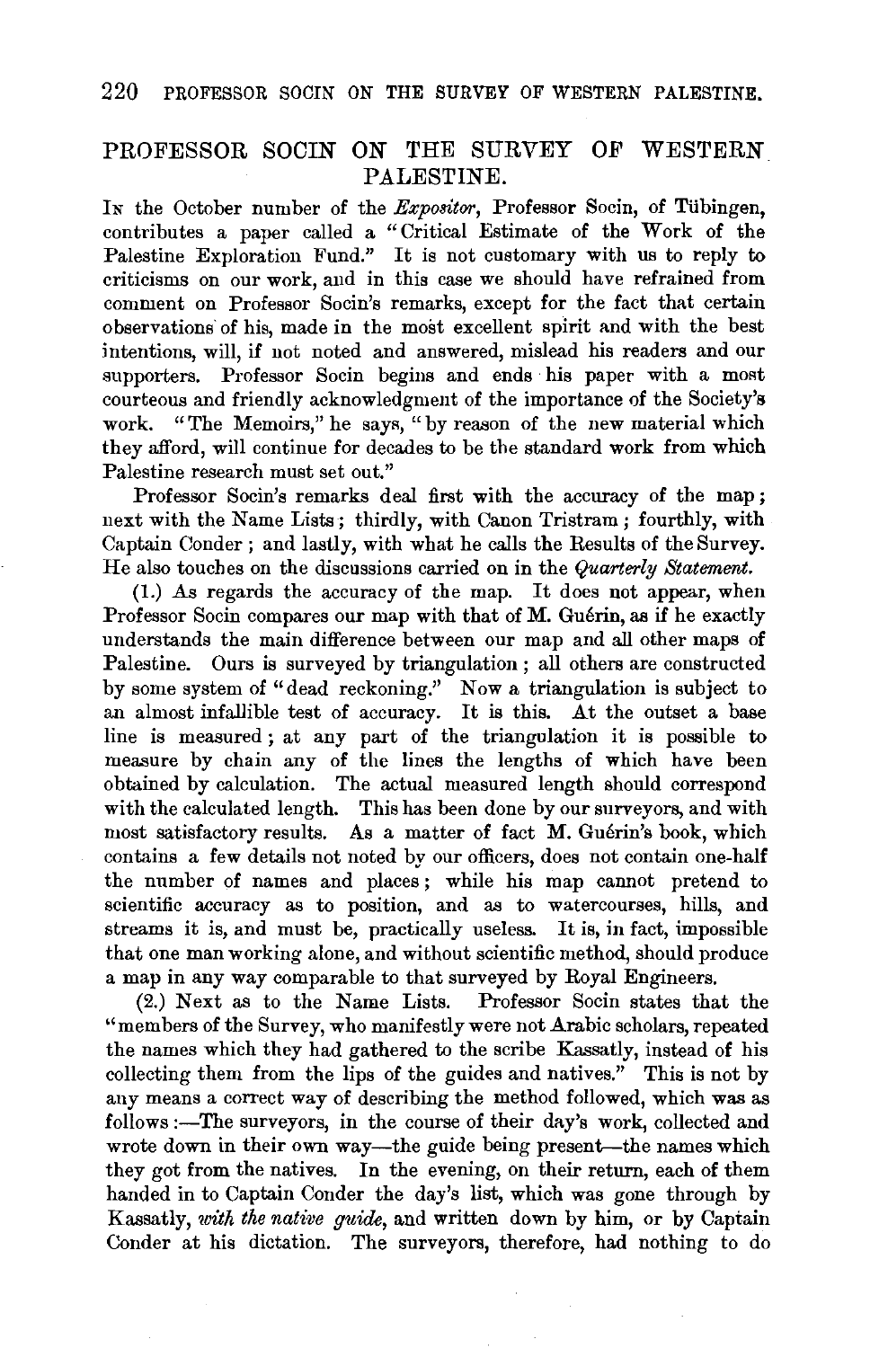# PROFESSOR SOCIN ON THE SURVEY OF WESTERN PALESTINE.

In the October number of the *Expositor*, Professor Socin, of Tübingen, contributes a paper called a "Critical Estimate of the Work of the Palestine Exploration Fund." It is not customary with us to reply to criticisms on our work, and in this case we should have refrained from comment on Professor Socin's remarks, except for the fact that certain observations of his, made in the most excellent spirit and with the best intentions, will, if not noted and answered, mislead his readers and our supporters. Professor Socin begins and ends his paper with a most courteous and friendly acknowledgment of the importance of the Society's work. "The Memoirs," he says, "by reason of the new material which they afford, will continue for decades to be the standard work from which Palestine research must set out."

Professor Socin's remarks deal first with the accuracy of the map; next with the Name Lists; thirdly, with Canon Tristram; fourthly, with Captain Conder; and lastly, with what he calls the Results of the Survey. He also touches on the discussions carried on in the *Quarterly Statement.*

(1.) As regards the accuracy of the map. It does not appear, when Professor Socin compares our map with that of M. Guérin, as if he exactly understands the main difference between our map and all other maps of Palestine. Ours is surveyed by triangulation; all others are constructed by some system of "dead reckoning." Now a triangulation is subject to an almost infallible test of accuracy. It is this. At the outset a base line is measured; at any part of the triangulation it is possible to measure by chain any of the lines the lengths of which have been obtained by calculation. The actual measured length should correspond with the calculated length. This has been done by our surveyors, and with most satisfactory results. As a matter of fact M. Guérin's book, which contains a few details not noted by our officers, does not contain one-half the number of names and places; while his map cannot pretend to scientific accuracy as to position, and as to watercourses, hills, and streams it is, and must be, practically useless. It is, in fact, impossible that one man working alone, and without scientific method, should produce a map in any way comparable to that surveyed by Royal Engineers.

(2.) Next as to the Name Lists. Professor Socin states that the "members of the Survey, who manifestly were not Arabic scholars, repeated the names which they had gathered to the scribe Kassatly, instead of his collecting them from the lips of the guides and natives." This is not by any means a correct way of describing the method followed, which was as follows :—The surveyors, in the course of their day's work, collected and wrote down in their own way—the guide being present—the names which they got from the natives. In the evening, on their return, each of them handed in to Captain Conder the day's list, which was gone through by Kassatly, *with the native guide*, and written down by him, or by Captain Conder at his dictation. The surveyors, therefore, had nothing to do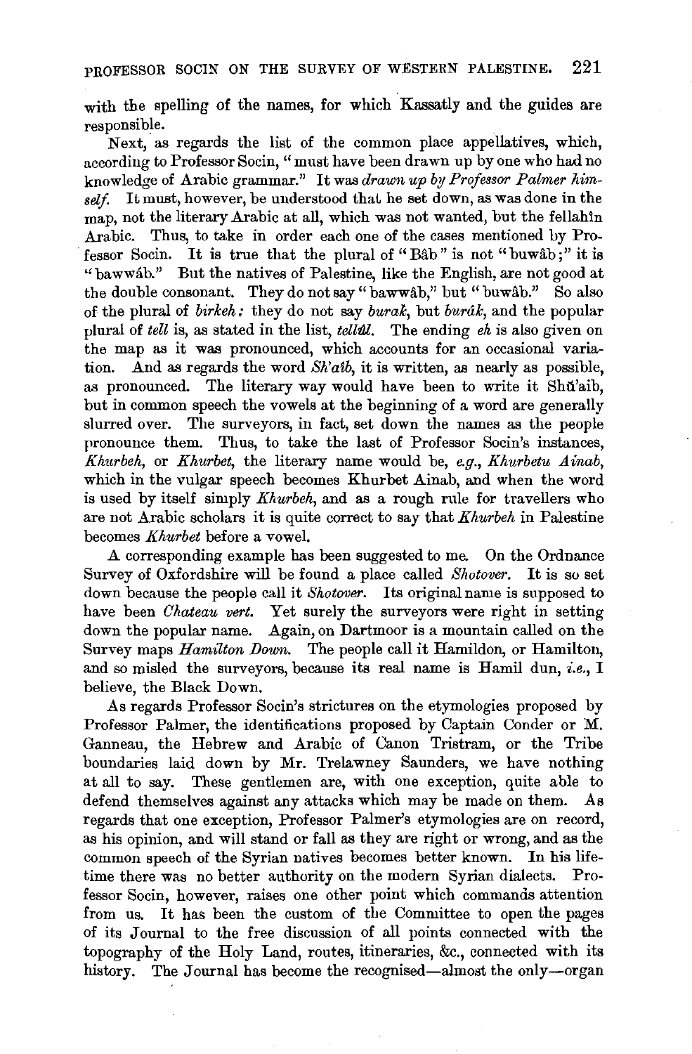with the spelling of the names, for which Kassatly and the guides are responsible.

Next, as regards the list of the common place appellatives, which, according to Professor Socin, "must have been drawn up by one who had no knowledge of Arabic grammar." It was *drawn up by Professor Palmer himself.* It must, however, be understood that he set down, as was done in the map, not the literary Arabic at all, which was not wanted, but the fellahîn Arabic. Thus, to take in order each one of the cases mentioned by Professor Socin. It is true that the plural of "Bâb" is not "buwâb;" it is "bawwâb." But the natives of Palestine, like the English, are not good at the double consonant. They do not say "bawwâb," but "buwâb." So also of the plural of *birkeh:* they do not say *burak*, but *burâk*, and the popular plural of *tell* is, as stated in the list, *tellûl*. The ending *eh* is also given on the map as it was pronounced, which accounts for an occasional variation. And as regards the word *Sh'aib*, it is written, as nearly as possible, as pronounced. The literary way would have been to write it Shŭ'aib, but in common speech the vowels at the beginning of a word are generally slurred over. The surveyors, in fact, set down the names as the people pronounce them. Thus, to take the last of Professor Socin's instances, *Khurbeh*, or *Khurbet*, the literary name would be, *e.g.*, *Khurbetu Ainab*, which in the vulgar speech becomes Khurbet Ainab, and when the word is used by itself simply *Khurbeh*, and as a rough rule for travellers who are not Arabic scholars it is quite correct to say that *Khurbeh* in Palestine becomes *Khurbet* before a vowel.

A corresponding example has been suggested to me. On the Ordnance Survey of Oxfordshire will be found a place called *Shotover*. It is so set down because the people call it *Shotover*. Its original name is supposed to have been *Chateau vert*. Yet surely the surveyors were right in setting down the popular name. Again, on Dartmoor is a mountain called on the Survey maps *Hamilton Down*. The people call it Hamildon, or Hamilton, and so misled the surveyors, because its real name is Hamil dun, *i.e.*, I believe, the Black Down.

As regards Professor Socin's strictures on the etymologies proposed by Professor Palmer, the identifications proposed by Captain Conder or M. Ganneau, the Hebrew and Arabic of Canon Tristram, or the Tribe boundaries laid down by Mr. Trelawney Saunders, we have nothing at all to say. These gentlemen are, with one exception, quite able to defend themselves against any attacks which may be made on them. As regards that one exception, Professor Palmer's etymologies are on record, as his opinion, and will stand or fall as they are right or wrong, and as the common speech of the Syrian natives becomes better known. In his lifetime there was no better authority on the modern Syrian dialects. Professor Socin, however, raises one other point which commands attention from us. It has been the custom of the Committee to open the pages of its Journal to the free discussion of all points connected with the topography of the Holy Land, routes, itineraries, &c., connected with its history. The Journal has become the recognised—almost the only—organ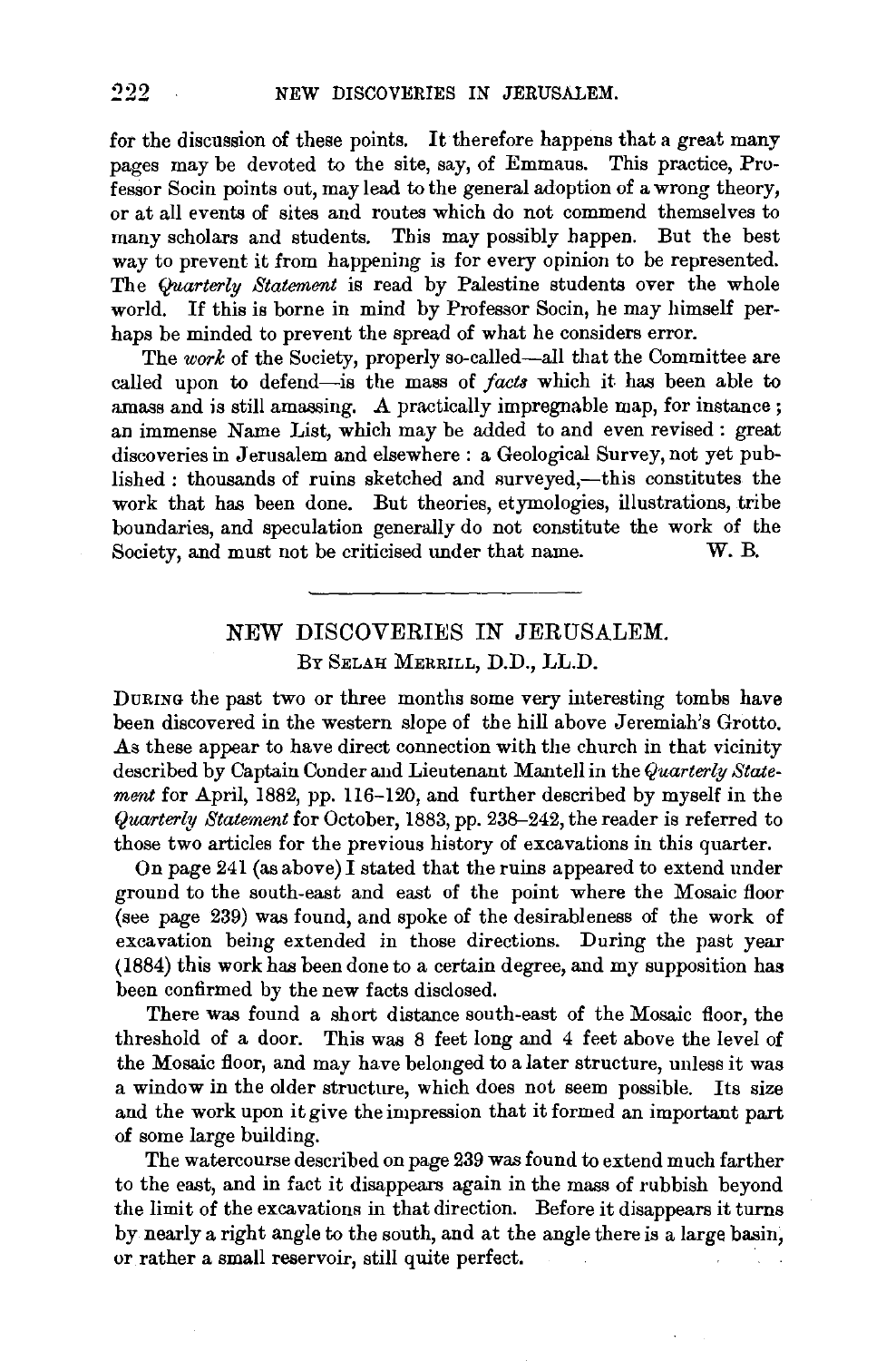for the discussion of these points. It therefore happens that a great many pages may be devoted to the site, say, of Emmaus. This practice, Professor Socin points out, may lead to the general adoption of a wrong theory, or at all events of sites and routes which do not commend themselves to many scholars and students. This may possibly happen. But the best way to prevent it from happening is for every opinion to be represented. The *Quarterly Statement* is read by Palestine students over the whole world. If this is borne in mind by Professor Socin, he may himself perhaps be minded to prevent the spread of what he considers error.

The *work* of the Society, properly so-called—all that the Committee are called upon to defend—is the mass of *facts* which it has been able to amass and is still amassing. A practically impregnable map, for instance; an immense Name List, which may be added to and even revised: great discoveries in Jerusalem and elsewhere: a Geological Survey, not yet published: thousands of ruins sketched and surveyed,—this constitutes the work that has been done. But theories, etymologies, illustrations, tribe boundaries, and speculation generally do not constitute the work of the Society, and must not be criticised under that name.

W. B.

---

## NEW DISCOVERIES IN JERUSALEM.

By Selah Merrill, D.D., LL.D.

During the past two or three months some very interesting tombs have been discovered in the western slope of the hill above Jeremiah's Grotto. As these appear to have direct connection with the church in that vicinity described by Captain Conder and Lieutenant Mantell in the *Quarterly Statement* for April, 1882, pp. 116–120, and further described by myself in the *Quarterly Statement* for October, 1883, pp. 238–242, the reader is referred to those two articles for the previous history of excavations in this quarter.

On page 241 (as above) I stated that the ruins appeared to extend under ground to the south-east and east of the point where the Mosaic floor (see page 239) was found, and spoke of the desirableness of the work of excavation being extended in those directions. During the past year (1884) this work has been done to a certain degree, and my supposition has been confirmed by the new facts disclosed.

There was found a short distance south-east of the Mosaic floor, the threshold of a door. This was 8 feet long and 4 feet above the level of the Mosaic floor, and may have belonged to a later structure, unless it was a window in the older structure, which does not seem possible. Its size and the work upon it give the impression that it formed an important part of some large building.

The watercourse described on page 239 was found to extend much farther to the east, and in fact it disappears again in the mass of rubbish beyond the limit of the excavations in that direction. Before it disappears it turns by nearly a right angle to the south, and at the angle there is a large basin, or rather a small reservoir, still quite perfect.